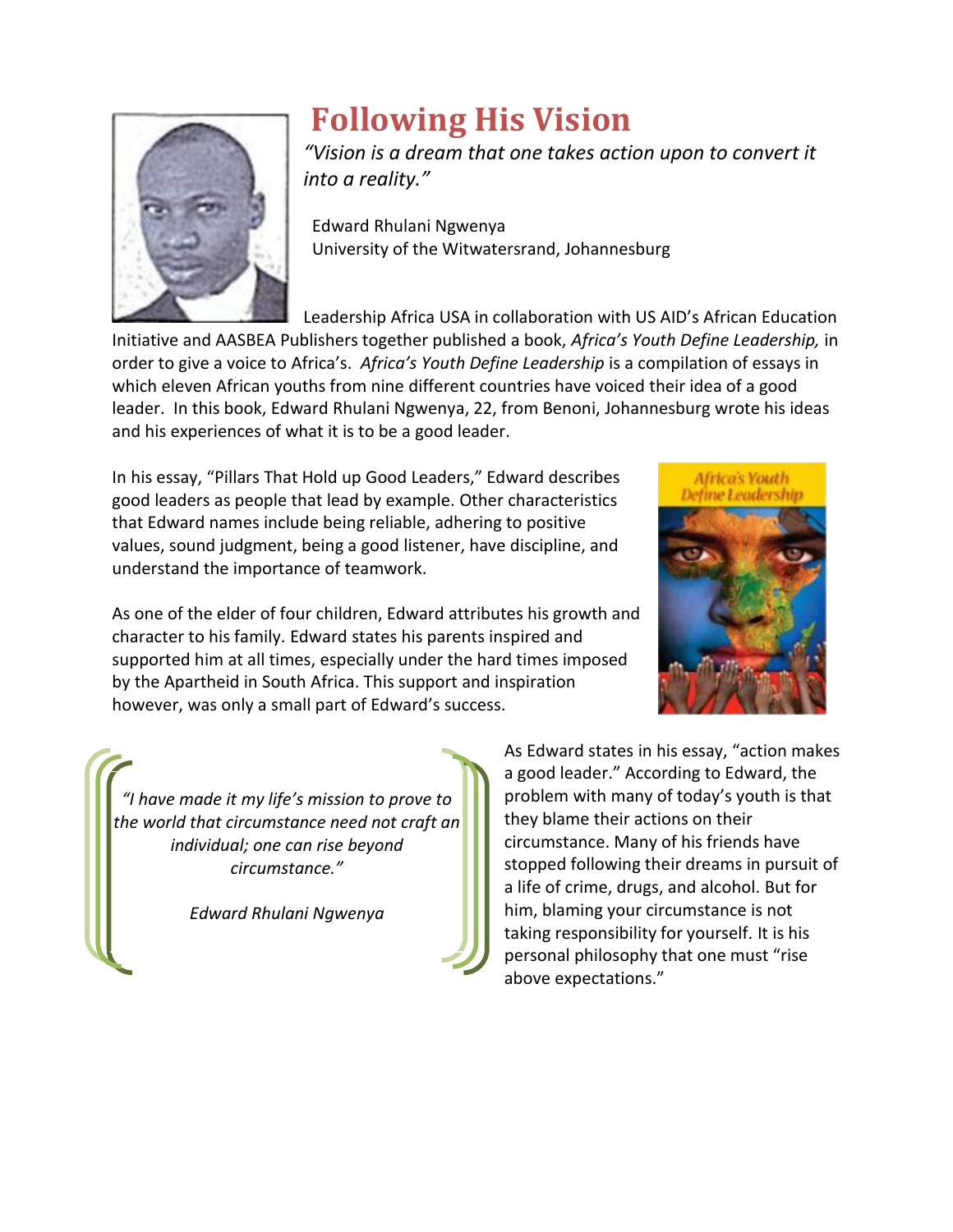# Following His Vision

*"Vision is a dream that one takes action upon to convert it into a reality."*

Edward Rhulani Ngwenya
University of the Witwatersrand, Johannesburg

Leadership Africa USA in collaboration with US AID's African Education Initiative and AASBEA Publishers together published a book, *Africa's Youth Define Leadership,* in order to give a voice to Africa's. *Africa's Youth Define Leadership* is a compilation of essays in which eleven African youths from nine different countries have voiced their idea of a good leader. In this book, Edward Rhulani Ngwenya, 22, from Benoni, Johannesburg wrote his ideas and his experiences of what it is to be a good leader.

In his essay, "Pillars That Hold up Good Leaders," Edward describes good leaders as people that lead by example. Other characteristics that Edward names include being reliable, adhering to positive values, sound judgment, being a good listener, have discipline, and understand the importance of teamwork.

As one of the elder of four children, Edward attributes his growth and character to his family. Edward states his parents inspired and supported him at all times, especially under the hard times imposed by the Apartheid in South Africa. This support and inspiration however, was only a small part of Edward's success.

> *"I have made it my life's mission to prove to the world that circumstance need not craft an individual; one can rise beyond circumstance."*
>
> *Edward Rhulani Ngwenya*

As Edward states in his essay, "action makes a good leader." According to Edward, the problem with many of today's youth is that they blame their actions on their circumstance. Many of his friends have stopped following their dreams in pursuit of a life of crime, drugs, and alcohol. But for him, blaming your circumstance is not taking responsibility for yourself. It is his personal philosophy that one must "rise above expectations."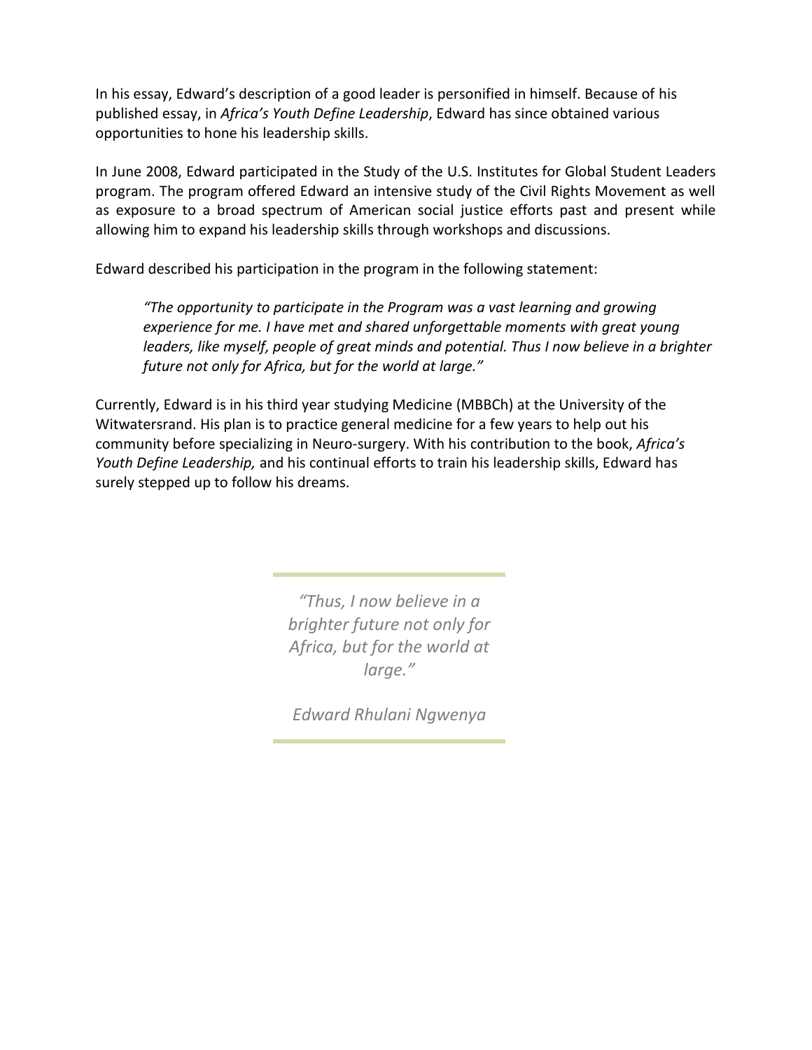In his essay, Edward's description of a good leader is personified in himself. Because of his published essay, in *Africa's Youth Define Leadership*, Edward has since obtained various opportunities to hone his leadership skills.

In June 2008, Edward participated in the Study of the U.S. Institutes for Global Student Leaders program. The program offered Edward an intensive study of the Civil Rights Movement as well as exposure to a broad spectrum of American social justice efforts past and present while allowing him to expand his leadership skills through workshops and discussions.

Edward described his participation in the program in the following statement:

> *"The opportunity to participate in the Program was a vast learning and growing experience for me. I have met and shared unforgettable moments with great young leaders, like myself, people of great minds and potential. Thus I now believe in a brighter future not only for Africa, but for the world at large."*

Currently, Edward is in his third year studying Medicine (MBBCh) at the University of the Witwatersrand. His plan is to practice general medicine for a few years to help out his community before specializing in Neuro-surgery. With his contribution to the book, *Africa's Youth Define Leadership,* and his continual efforts to train his leadership skills, Edward has surely stepped up to follow his dreams.

> *"Thus, I now believe in a brighter future not only for Africa, but for the world at large."*
>
> *Edward Rhulani Ngwenya*